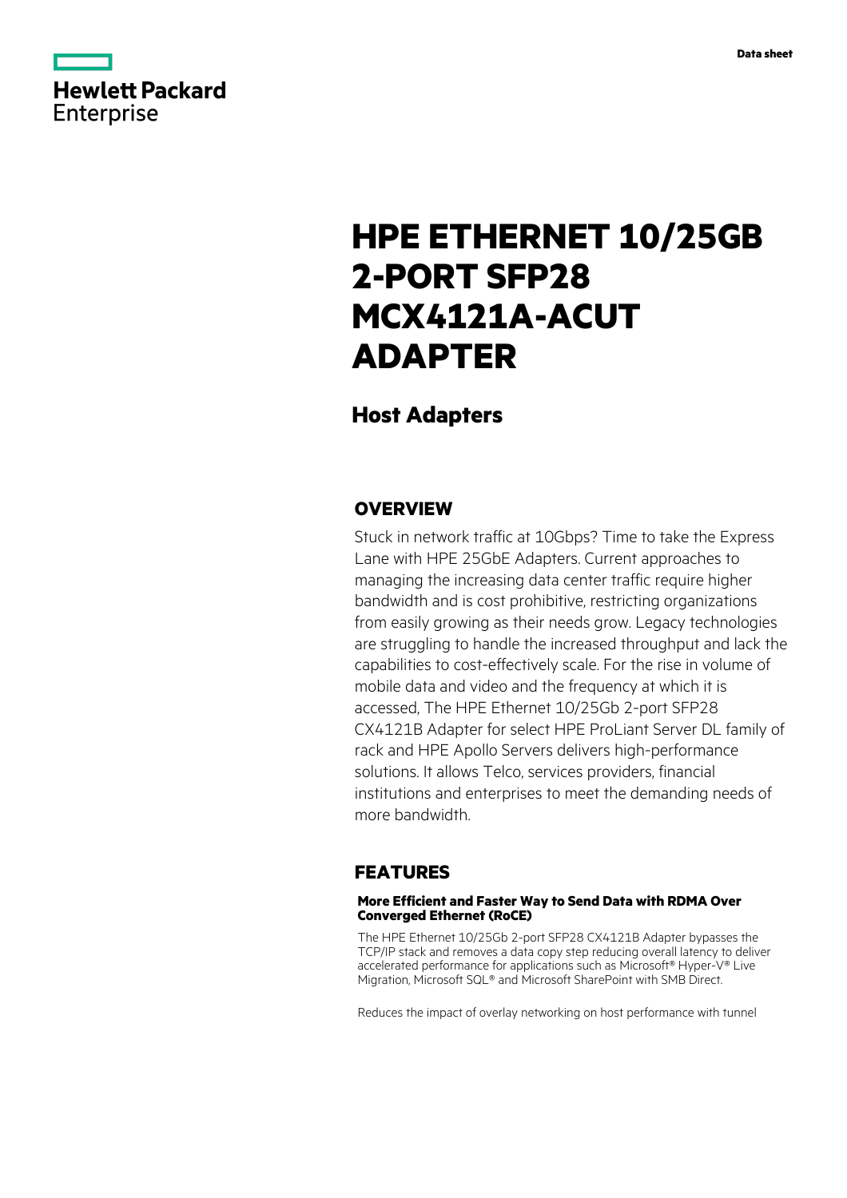Data sheet

# HPE ETHERNET 10/25GB 2-PORT SFP28 MCX4121A-ACUT ADAPTER

## Host Adapters

## OVERVIEW

Stuck in network traffic at 10Gbps? Time to take the Express Lane with HPE 25GbE Adapters. Current approaches to managing the increasing data center traffic require higher bandwidth and is cost prohibitive, restricting organizations from easily growing as their needs grow. Legacy technologies are struggling to handle the increased throughput and lack the capabilities to cost-effectively scale. For the rise in volume of mobile data and video and the frequency at which it is accessed, The HPE Ethernet 10/25Gb 2-port SFP28 CX4121B Adapter for select HPE ProLiant Server DL family of rack and HPE Apollo Servers delivers high-performance solutions. It allows Telco, services providers, financial institutions and enterprises to meet the demanding needs of more bandwidth.

## FEATURES

### More Efficient and Faster Way to Send Data with RDMA Over Converged Ethernet (RoCE)

The HPE Ethernet 10/25Gb 2-port SFP28 CX4121B Adapter bypasses the TCP/IP stack and removes a data copy step reducing overall latency to deliver accelerated performance for applications such as Microsoft® Hyper-V® Live Migration, Microsoft SQL® and Microsoft SharePoint with SMB Direct.

Reduces the impact of overlay networking on host performance with tunnel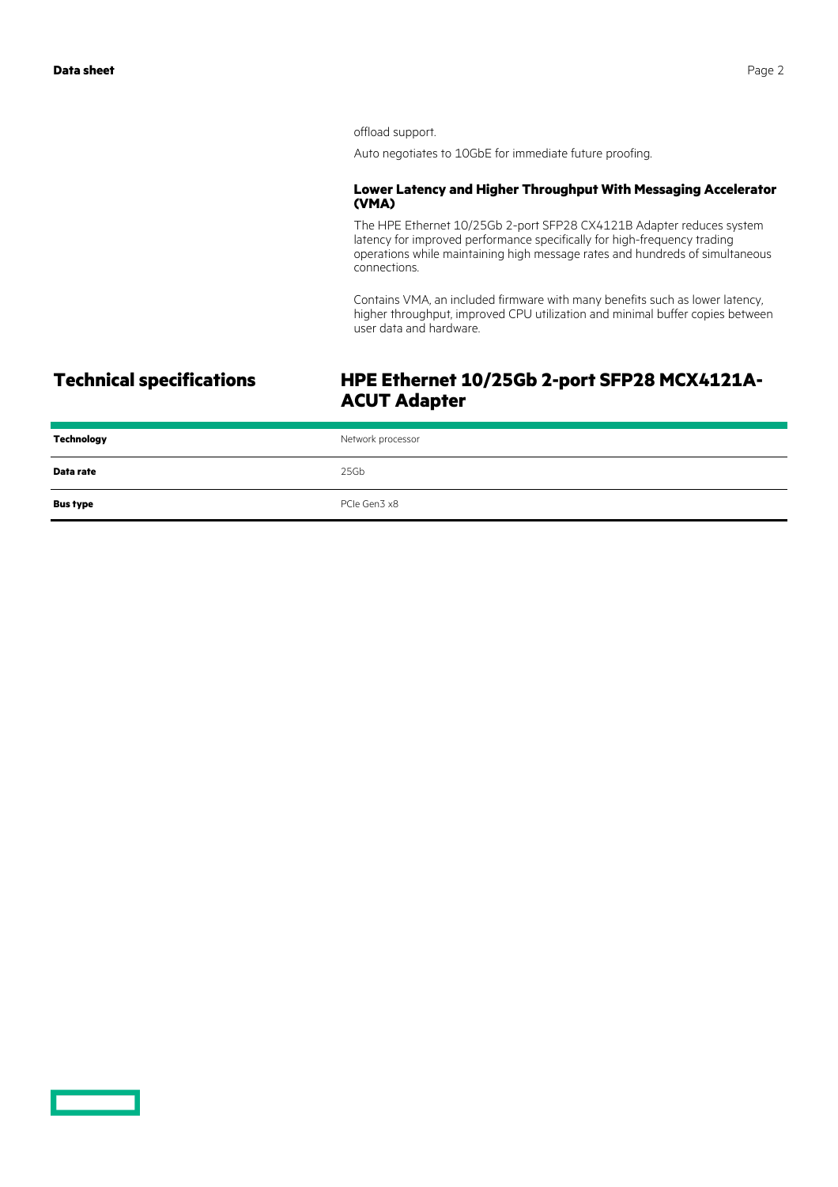offload support.

Auto negotiates to 10GbE for immediate future proofing.

### Lower Latency and Higher Throughput With Messaging Accelerator (VMA)

The HPE Ethernet 10/25Gb 2-port SFP28 CX4121B Adapter reduces system latency for improved performance specifically for high-frequency trading operations while maintaining high message rates and hundreds of simultaneous connections.

Contains VMA, an included firmware with many benefits such as lower latency, higher throughput, improved CPU utilization and minimal buffer copies between user data and hardware.

## Technical specifications

## HPE Ethernet 10/25Gb 2-port SFP28 MCX4121A-ACUT Adapter

| | |
|---|---|
| **Technology** | Network processor |
| **Data rate** | 25Gb |
| **Bus type** | PCIe Gen3 x8 |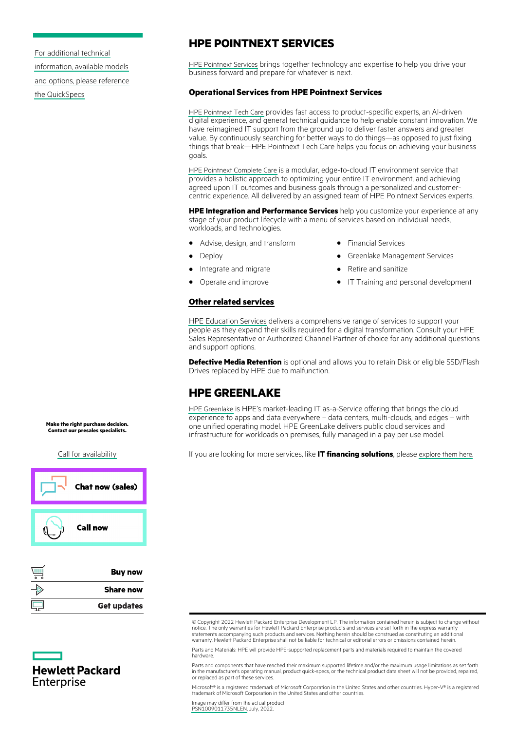For additional technical information, available models and options, please reference the QuickSpecs

## HPE POINTNEXT SERVICES

HPE Pointnext Services brings together technology and expertise to help you drive your business forward and prepare for whatever is next.

### Operational Services from HPE Pointnext Services

HPE Pointnext Tech Care provides fast access to product-specific experts, an AI-driven digital experience, and general technical guidance to help enable constant innovation. We have reimagined IT support from the ground up to deliver faster answers and greater value. By continuously searching for better ways to do things—as opposed to just fixing things that break—HPE Pointnext Tech Care helps you focus on achieving your business goals.

HPE Pointnext Complete Care is a modular, edge-to-cloud IT environment service that provides a holistic approach to optimizing your entire IT environment, and achieving agreed upon IT outcomes and business goals through a personalized and customer-centric experience. All delivered by an assigned team of HPE Pointnext Services experts.

**HPE Integration and Performance Services** help you customize your experience at any stage of your product lifecycle with a menu of services based on individual needs, workloads, and technologies.

- Advise, design, and transform
- Deploy
- Integrate and migrate
- Operate and improve
- Financial Services
- Greenlake Management Services
- Retire and sanitize
- IT Training and personal development

### Other related services

HPE Education Services delivers a comprehensive range of services to support your people as they expand their skills required for a digital transformation. Consult your HPE Sales Representative or Authorized Channel Partner of choice for any additional questions and support options.

**Defective Media Retention** is optional and allows you to retain Disk or eligible SSD/Flash Drives replaced by HPE due to malfunction.

## HPE GREENLAKE

HPE Greenlake is HPE's market-leading IT as-a-Service offering that brings the cloud experience to apps and data everywhere – data centers, multi-clouds, and edges – with one unified operating model. HPE GreenLake delivers public cloud services and infrastructure for workloads on premises, fully managed in a pay per use model.

If you are looking for more services, like **IT financing solutions**, please explore them here.

**Make the right purchase decision. Contact our presales specialists.**

Call for availability

**Chat now (sales)**

**Call now**

**Buy now**

**Share now**

**Get updates**

© Copyright 2022 Hewlett Packard Enterprise Development LP. The information contained herein is subject to change without notice. The only warranties for Hewlett Packard Enterprise products and services are set forth in the express warranty statements accompanying such products and services. Nothing herein should be construed as constituting an additional warranty. Hewlett Packard Enterprise shall not be liable for technical or editorial errors or omissions contained herein.

Parts and Materials: HPE will provide HPE-supported replacement parts and materials required to maintain the covered hardware.

Parts and components that have reached their maximum supported lifetime and/or the maximum usage limitations as set forth in the manufacturer's operating manual, product quick-specs, or the technical product data sheet will not be provided, repaired, or replaced as part of these services.

Microsoft® is a registered trademark of Microsoft Corporation in the United States and other countries. Hyper-V® is a registered trademark of Microsoft Corporation in the United States and other countries.

Image may differ from the actual product

PSN1009011735NLEN, July, 2022.

**Hewlett Packard Enterprise**